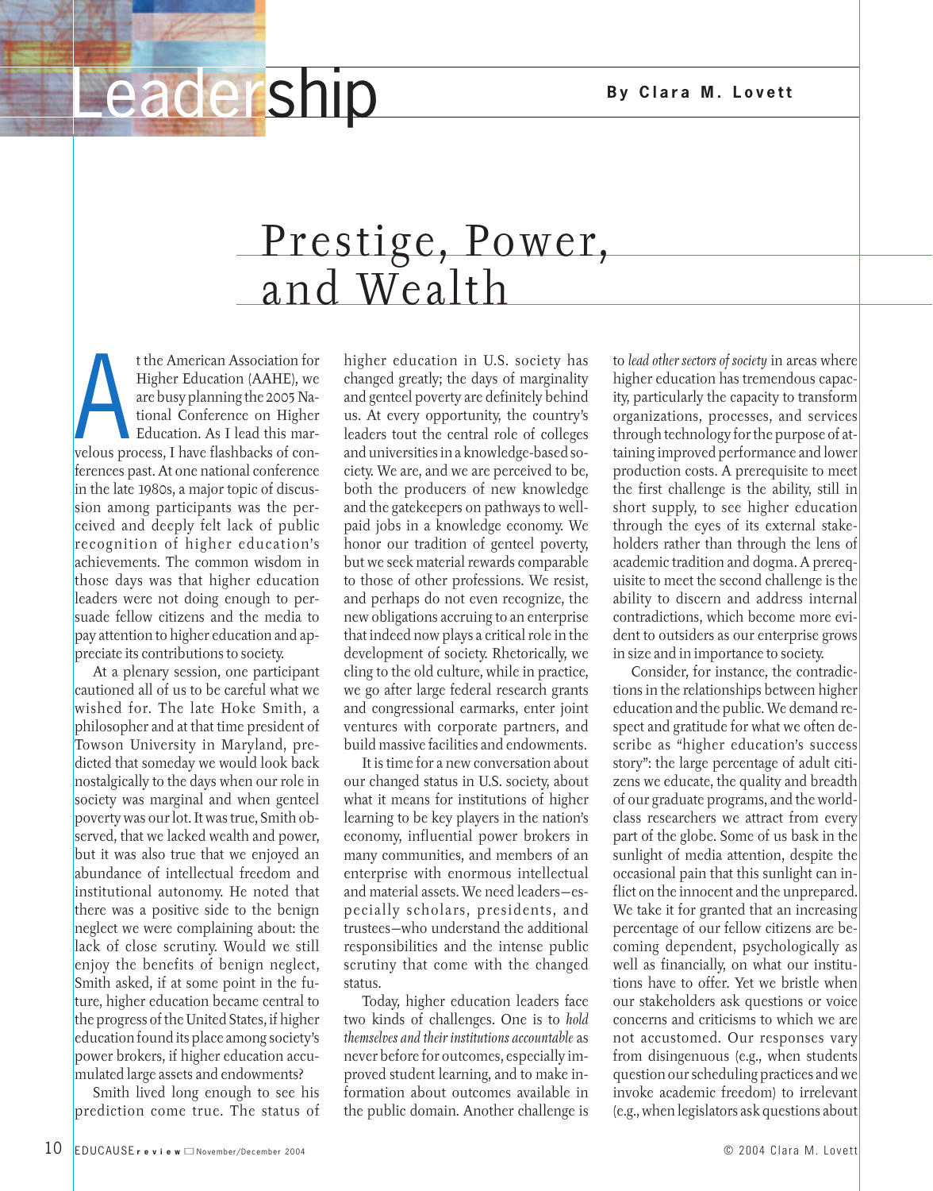Leadership

**By Clara M. Lovett**

# Prestige, Power, and Wealth

At the American Association for Higher Education (AAHE), we are busy planning the 2005 National Conference on Higher Education. As I lead this marvelous process, I have flashbacks of conferences past. At one national conference in the late 1980s, a major topic of discussion among participants was the perceived and deeply felt lack of public recognition of higher education's achievements. The common wisdom in those days was that higher education leaders were not doing enough to persuade fellow citizens and the media to pay attention to higher education and appreciate its contributions to society.

At a plenary session, one participant cautioned all of us to be careful what we wished for. The late Hoke Smith, a philosopher and at that time president of Towson University in Maryland, predicted that someday we would look back nostalgically to the days when our role in society was marginal and when genteel poverty was our lot. It was true, Smith observed, that we lacked wealth and power, but it was also true that we enjoyed an abundance of intellectual freedom and institutional autonomy. He noted that there was a positive side to the benign neglect we were complaining about: the lack of close scrutiny. Would we still enjoy the benefits of benign neglect, Smith asked, if at some point in the future, higher education became central to the progress of the United States, if higher education found its place among society's power brokers, if higher education accumulated large assets and endowments?

Smith lived long enough to see his prediction come true. The status of higher education in U.S. society has changed greatly; the days of marginality and genteel poverty are definitely behind us. At every opportunity, the country's leaders tout the central role of colleges and universities in a knowledge-based society. We are, and we are perceived to be, both the producers of new knowledge and the gatekeepers on pathways to well-paid jobs in a knowledge economy. We honor our tradition of genteel poverty, but we seek material rewards comparable to those of other professions. We resist, and perhaps do not even recognize, the new obligations accruing to an enterprise that indeed now plays a critical role in the development of society. Rhetorically, we cling to the old culture, while in practice, we go after large federal research grants and congressional earmarks, enter joint ventures with corporate partners, and build massive facilities and endowments.

It is time for a new conversation about our changed status in U.S. society, about what it means for institutions of higher learning to be key players in the nation's economy, influential power brokers in many communities, and members of an enterprise with enormous intellectual and material assets. We need leaders—especially scholars, presidents, and trustees—who understand the additional responsibilities and the intense public scrutiny that come with the changed status.

Today, higher education leaders face two kinds of challenges. One is to *hold themselves and their institutions accountable* as never before for outcomes, especially improved student learning, and to make information about outcomes available in the public domain. Another challenge is to *lead other sectors of society* in areas where higher education has tremendous capacity, particularly the capacity to transform organizations, processes, and services through technology for the purpose of attaining improved performance and lower production costs. A prerequisite to meet the first challenge is the ability, still in short supply, to see higher education through the eyes of its external stakeholders rather than through the lens of academic tradition and dogma. A prerequisite to meet the second challenge is the ability to discern and address internal contradictions, which become more evident to outsiders as our enterprise grows in size and in importance to society.

Consider, for instance, the contradictions in the relationships between higher education and the public. We demand respect and gratitude for what we often describe as "higher education's success story": the large percentage of adult citizens we educate, the quality and breadth of our graduate programs, and the world-class researchers we attract from every part of the globe. Some of us bask in the sunlight of media attention, despite the occasional pain that this sunlight can inflict on the innocent and the unprepared. We take it for granted that an increasing percentage of our fellow citizens are becoming dependent, psychologically as well as financially, on what our institutions have to offer. Yet we bristle when our stakeholders ask questions or voice concerns and criticisms to which we are not accustomed. Our responses vary from disingenuous (e.g., when students question our scheduling practices and we invoke academic freedom) to irrelevant (e.g., when legislators ask questions about

© 2004 Clara M. Lovett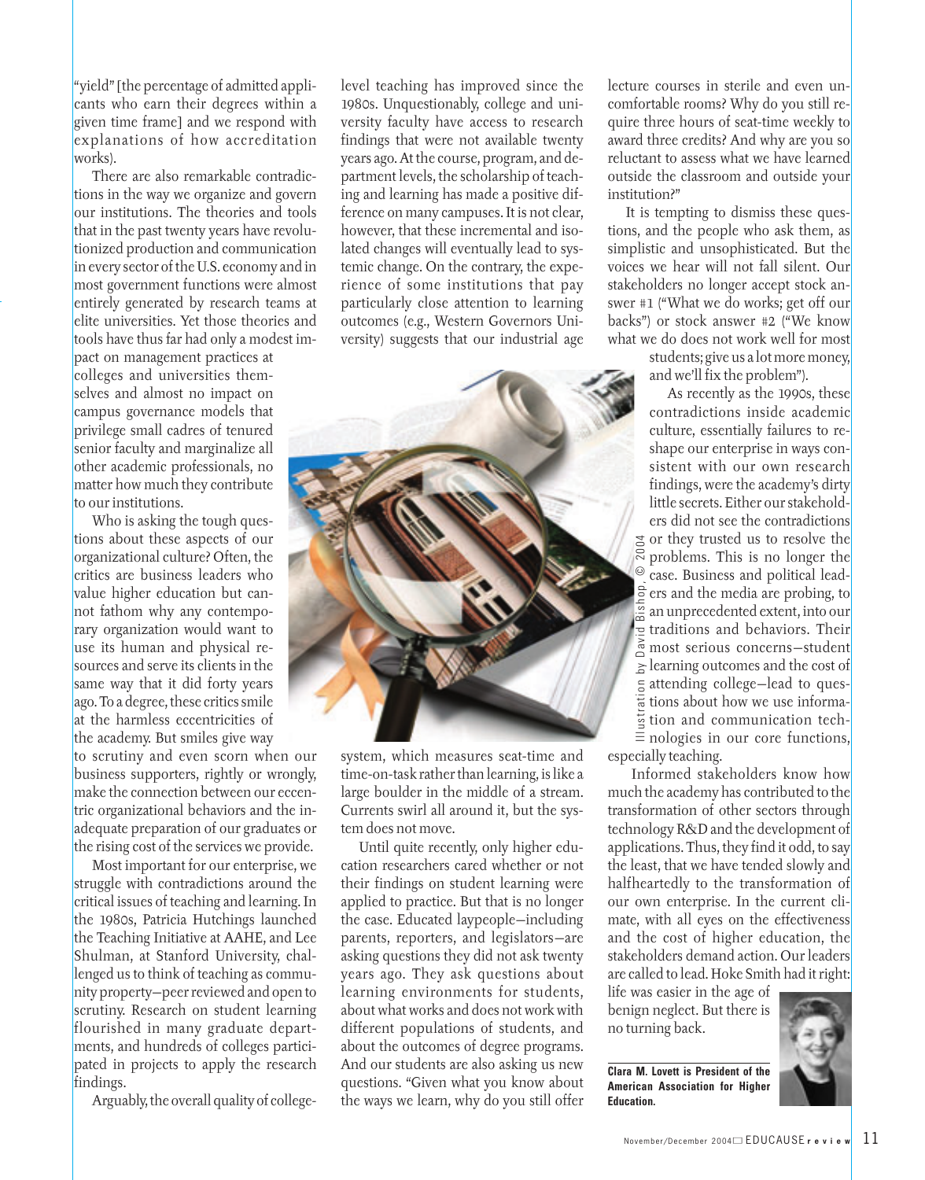"yield" [the percentage of admitted applicants who earn their degrees within a given time frame] and we respond with explanations of how accreditation works).

There are also remarkable contradictions in the way we organize and govern our institutions. The theories and tools that in the past twenty years have revolutionized production and communication in every sector of the U.S. economy and in most government functions were almost entirely generated by research teams at elite universities. Yet those theories and tools have thus far had only a modest impact on management practices at colleges and universities themselves and almost no impact on campus governance models that privilege small cadres of tenured senior faculty and marginalize all other academic professionals, no matter how much they contribute to our institutions.

Who is asking the tough questions about these aspects of our organizational culture? Often, the critics are business leaders who value higher education but cannot fathom why any contemporary organization would want to use its human and physical resources and serve its clients in the same way that it did forty years ago. To a degree, these critics smile at the harmless eccentricities of the academy. But smiles give way to scrutiny and even scorn when our business supporters, rightly or wrongly, make the connection between our eccentric organizational behaviors and the inadequate preparation of our graduates or the rising cost of the services we provide.

Most important for our enterprise, we struggle with contradictions around the critical issues of teaching and learning. In the 1980s, Patricia Hutchings launched the Teaching Initiative at AAHE, and Lee Shulman, at Stanford University, challenged us to think of teaching as community property—peer reviewed and open to scrutiny. Research on student learning flourished in many graduate departments, and hundreds of colleges participated in projects to apply the research findings.

Arguably, the overall quality of college-level teaching has improved since the 1980s. Unquestionably, college and university faculty have access to research findings that were not available twenty years ago. At the course, program, and department levels, the scholarship of teaching and learning has made a positive difference on many campuses. It is not clear, however, that these incremental and isolated changes will eventually lead to systemic change. On the contrary, the experience of some institutions that pay particularly close attention to learning outcomes (e.g., Western Governors University) suggests that our industrial age system, which measures seat-time and time-on-task rather than learning, is like a large boulder in the middle of a stream. Currents swirl all around it, but the system does not move.

Until quite recently, only higher education researchers cared whether or not their findings on student learning were applied to practice. But that is no longer the case. Educated laypeople—including parents, reporters, and legislators—are asking questions they did not ask twenty years ago. They ask questions about learning environments for students, about what works and does not work with different populations of students, and about the outcomes of degree programs. And our students are also asking us new questions. "Given what you know about the ways we learn, why do you still offer lecture courses in sterile and even uncomfortable rooms? Why do you still require three hours of seat-time weekly to award three credits? And why are you so reluctant to assess what we have learned outside the classroom and outside your institution?"

It is tempting to dismiss these questions, and the people who ask them, as simplistic and unsophisticated. But the voices we hear will not fall silent. Our stakeholders no longer accept stock answer #1 ("What we do works; get off our backs") or stock answer #2 ("We know what we do does not work well for most students; give us a lot more money, and we'll fix the problem").

As recently as the 1990s, these contradictions inside academic culture, essentially failures to reshape our enterprise in ways consistent with our own research findings, were the academy's dirty little secrets. Either our stakeholders did not see the contradictions or they trusted us to resolve the problems. This is no longer the case. Business and political leaders and the media are probing, to an unprecedented extent, into our traditions and behaviors. Their most serious concerns—student learning outcomes and the cost of attending college—lead to questions about how we use information and communication technologies in our core functions, especially teaching.

Illustration by David Bishop, © 2004

Informed stakeholders know how much the academy has contributed to the transformation of other sectors through technology R&D and the development of applications. Thus, they find it odd, to say the least, that we have tended slowly and halfheartedly to the transformation of our own enterprise. In the current climate, with all eyes on the effectiveness and the cost of higher education, the stakeholders demand action. Our leaders are called to lead. Hoke Smith had it right: life was easier in the age of benign neglect. But there is no turning back.

**Clara M. Lovett is President of the American Association for Higher Education.**